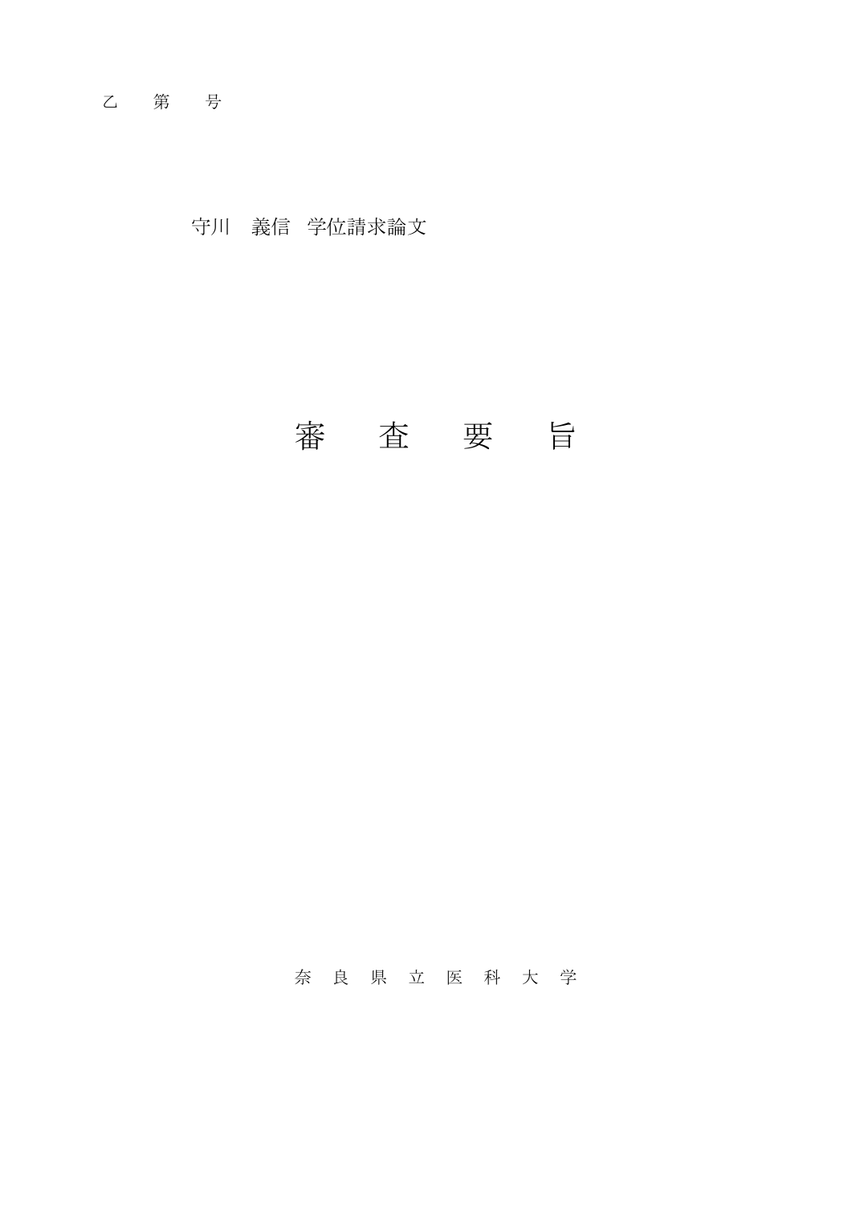乙　第　号

守川　義信　学位請求論文

# 審　査　要　旨

奈　良　県　立　医　科　大　学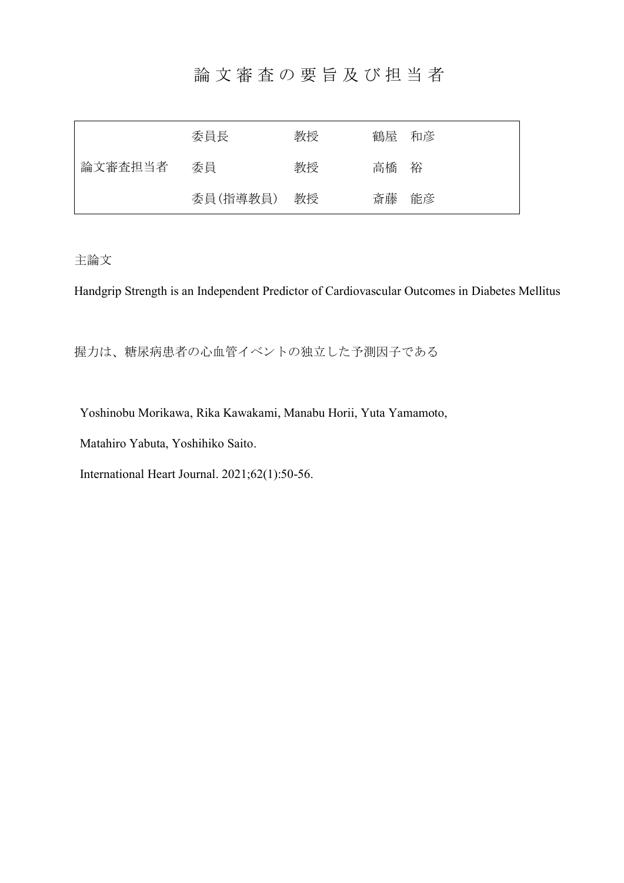# 論文審査の要旨及び担当者

| | | | |
|---|---|---|---|
| | 委員長 | 教授 | 鶴屋　和彦 |
| 論文審査担当者 | 委員 | 教授 | 高橋　裕 |
| | 委員(指導教員) | 教授 | 斎藤　能彦 |

主論文

Handgrip Strength is an Independent Predictor of Cardiovascular Outcomes in Diabetes Mellitus

握力は、糖尿病患者の心血管イベントの独立した予測因子である

Yoshinobu Morikawa, Rika Kawakami, Manabu Horii, Yuta Yamamoto, Matahiro Yabuta, Yoshihiko Saito.

International Heart Journal. 2021;62(1):50-56.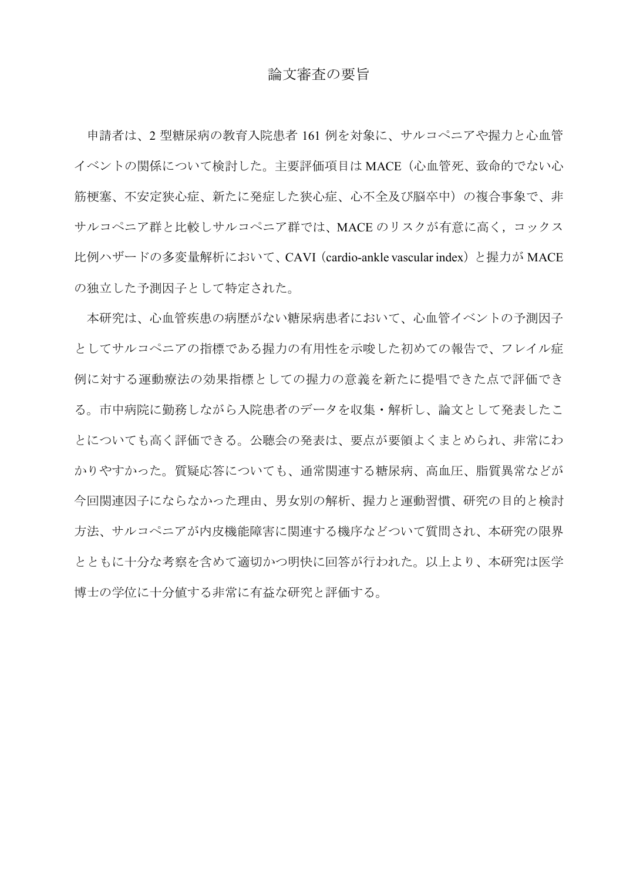# 論文審査の要旨

申請者は、2 型糖尿病の教育入院患者 161 例を対象に、サルコペニアや握力と心血管イベントの関係について検討した。主要評価項目は MACE（心血管死、致命的でない心筋梗塞、不安定狭心症、新たに発症した狭心症、心不全及び脳卒中）の複合事象で、非サルコペニア群と比較しサルコペニア群では、MACE のリスクが有意に高く，コックス比例ハザードの多変量解析において、CAVI（cardio-ankle vascular index）と握力が MACE の独立した予測因子として特定された。

本研究は、心血管疾患の病歴がない糖尿病患者において、心血管イベントの予測因子としてサルコペニアの指標である握力の有用性を示唆した初めての報告で、フレイル症例に対する運動療法の効果指標としての握力の意義を新たに提唱できた点で評価できる。市中病院に勤務しながら入院患者のデータを収集・解析し、論文として発表したことについても高く評価できる。公聴会の発表は、要点が要領よくまとめられ、非常にわかりやすかった。質疑応答についても、通常関連する糖尿病、高血圧、脂質異常などが今回関連因子にならなかった理由、男女別の解析、握力と運動習慣、研究の目的と検討方法、サルコペニアが内皮機能障害に関連する機序などついて質問され、本研究の限界とともに十分な考察を含めて適切かつ明快に回答が行われた。以上より、本研究は医学博士の学位に十分値する非常に有益な研究と評価する。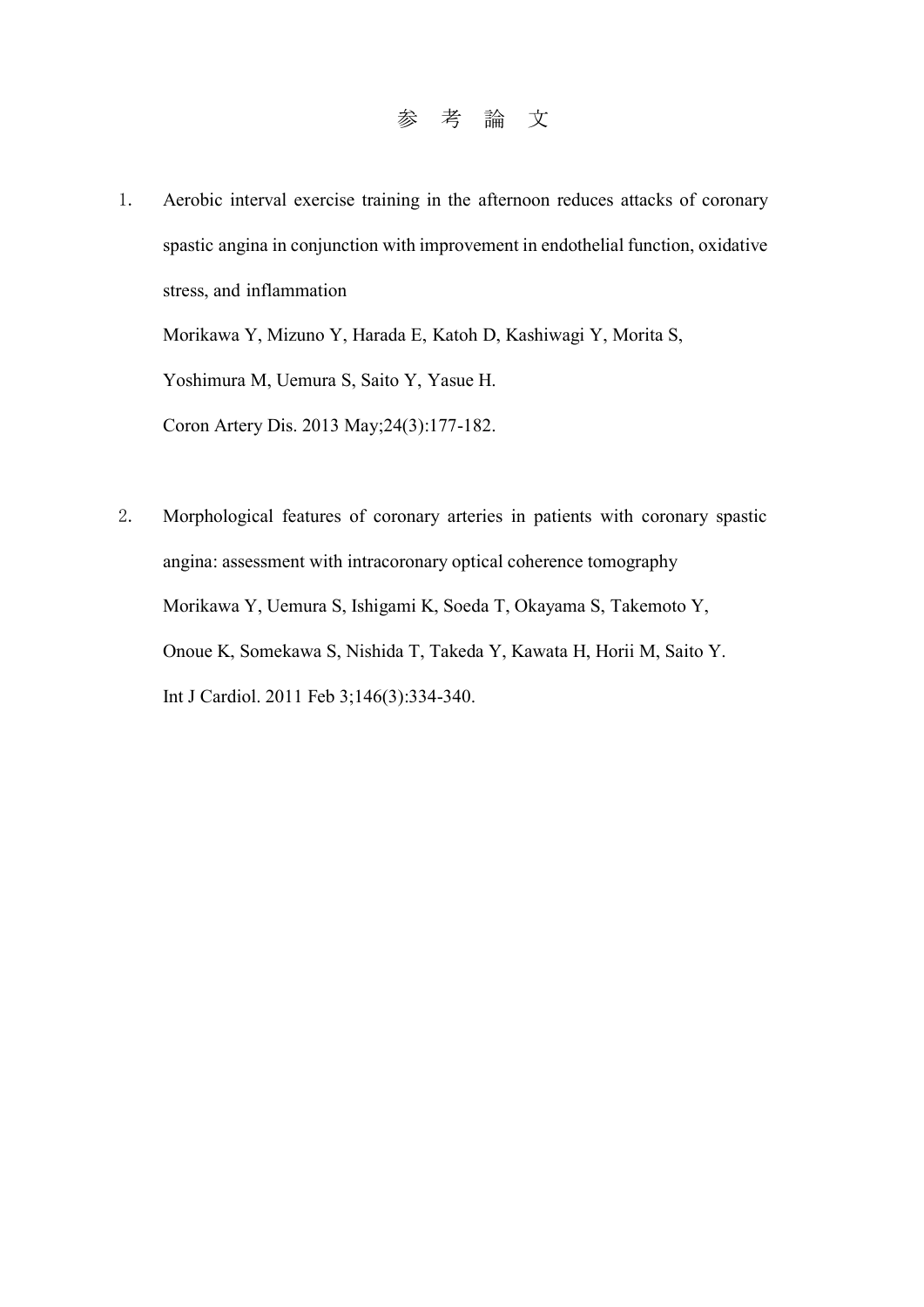# 参　考　論　文

1. Aerobic interval exercise training in the afternoon reduces attacks of coronary spastic angina in conjunction with improvement in endothelial function, oxidative stress, and inflammation

   Morikawa Y, Mizuno Y, Harada E, Katoh D, Kashiwagi Y, Morita S, Yoshimura M, Uemura S, Saito Y, Yasue H.

   Coron Artery Dis. 2013 May;24(3):177-182.

2. Morphological features of coronary arteries in patients with coronary spastic angina: assessment with intracoronary optical coherence tomography

   Morikawa Y, Uemura S, Ishigami K, Soeda T, Okayama S, Takemoto Y, Onoue K, Somekawa S, Nishida T, Takeda Y, Kawata H, Horii M, Saito Y.

   Int J Cardiol. 2011 Feb 3;146(3):334-340.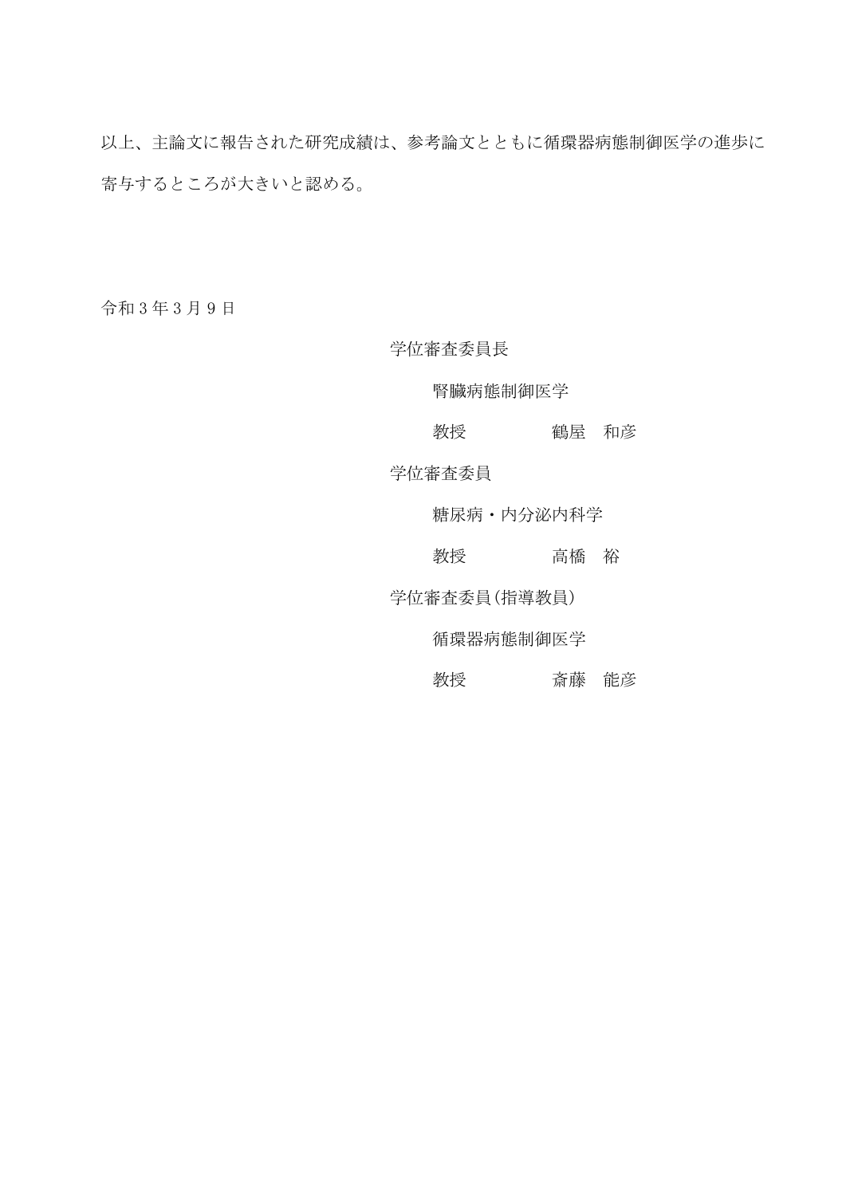以上、主論文に報告された研究成績は、参考論文とともに循環器病態制御医学の進歩に寄与するところが大きいと認める。

令和 3 年 3 月 9 日

学位審査委員長

腎臓病態制御医学

教授　　　　　鶴屋　和彦

学位審査委員

糖尿病・内分泌内科学

教授　　　　　高橋　裕

学位審査委員(指導教員)

循環器病態制御医学

教授　　　　　斎藤　能彦